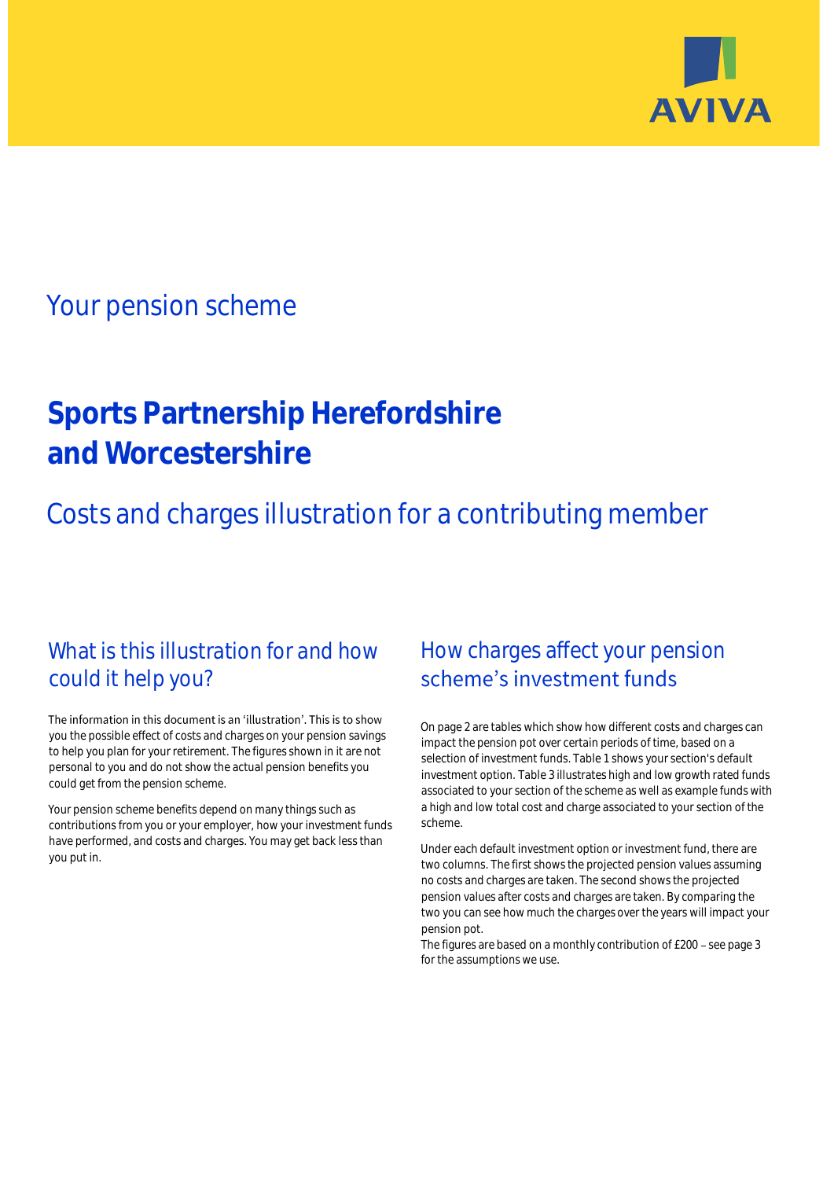AVIVA

## Your pension scheme

# Sports Partnership Herefordshire and Worcestershire

## Costs and charges illustration for a contributing member

## What is this illustration for and how could it help you?

The information in this document is an 'illustration'. This is to show you the possible effect of costs and charges on your pension savings to help you plan for your retirement. The figures shown in it are not personal to you and do not show the actual pension benefits you could get from the pension scheme.

Your pension scheme benefits depend on many things such as contributions from you or your employer, how your investment funds have performed, and costs and charges. You may get back less than you put in.

## How charges affect your pension scheme's investment funds

On page 2 are tables which show how different costs and charges can impact the pension pot over certain periods of time, based on a selection of investment funds. Table 1 shows your section's default investment option. Table 3 illustrates high and low growth rated funds associated to your section of the scheme as well as example funds with a high and low total cost and charge associated to your section of the scheme.

Under each default investment option or investment fund, there are two columns. The first shows the projected pension values assuming no costs and charges are taken. The second shows the projected pension values after costs and charges are taken. By comparing the two you can see how much the charges over the years will impact your pension pot.

The figures are based on a monthly contribution of £200 – see page 3 for the assumptions we use.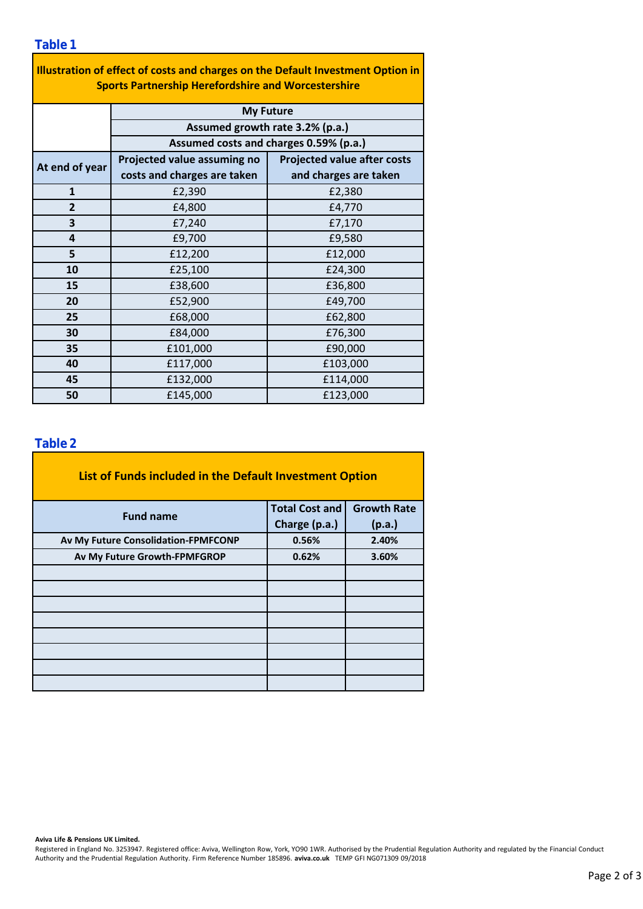## Table 1

| Illustration of effect of costs and charges on the Default Investment Option in Sports Partnership Herefordshire and Worcestershire | | |
|---|---|---|
| | My Future | |
| | Assumed growth rate 3.2% (p.a.) | |
| | Assumed costs and charges 0.59% (p.a.) | |
| At end of year | Projected value assuming no costs and charges are taken | Projected value after costs and charges are taken |
| 1 | £2,390 | £2,380 |
| 2 | £4,800 | £4,770 |
| 3 | £7,240 | £7,170 |
| 4 | £9,700 | £9,580 |
| 5 | £12,200 | £12,000 |
| 10 | £25,100 | £24,300 |
| 15 | £38,600 | £36,800 |
| 20 | £52,900 | £49,700 |
| 25 | £68,000 | £62,800 |
| 30 | £84,000 | £76,300 |
| 35 | £101,000 | £90,000 |
| 40 | £117,000 | £103,000 |
| 45 | £132,000 | £114,000 |
| 50 | £145,000 | £123,000 |

## Table 2

| List of Funds included in the Default Investment Option | | |
|---|---|---|
| Fund name | Total Cost and Charge (p.a.) | Growth Rate (p.a.) |
| Av My Future Consolidation-FPMFCONP | 0.56% | 2.40% |
| Av My Future Growth-FPMFGROP | 0.62% | 3.60% |
| | | |
| | | |
| | | |
| | | |
| | | |
| | | |
| | | |
| | | |

**Aviva Life & Pensions UK Limited.**
Registered in England No. 3253947. Registered office: Aviva, Wellington Row, York, YO90 1WR. Authorised by the Prudential Regulation Authority and regulated by the Financial Conduct Authority and the Prudential Regulation Authority. Firm Reference Number 185896. **aviva.co.uk** TEMP GFI NG071309 09/2018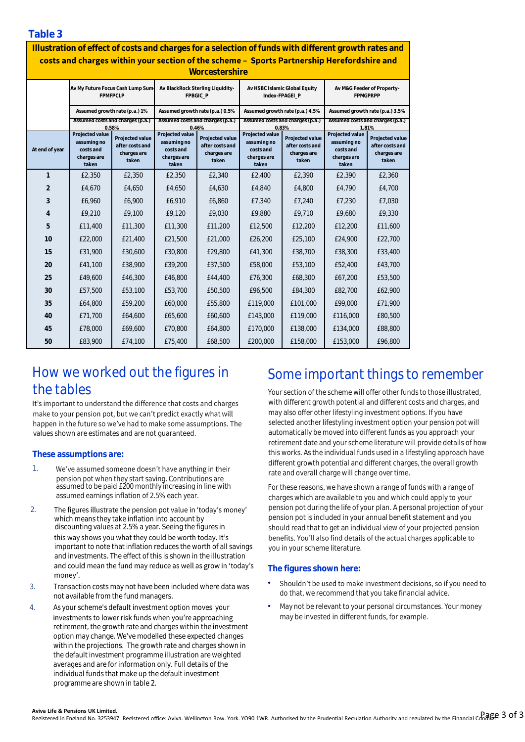## Table 3

| Illustration of effect of costs and charges for a selection of funds with different growth rates and costs and charges within your section of the scheme – Sports Partnership Herefordshire and Worcestershire | | | | | | | | |
|---|---|---|---|---|---|---|---|---|
| | Av My Future Focus Cash Lump Sum-FPMFPCLP | | Av BlackRock Sterling Liquidity-FPBGIC_P | | Av HSBC Islamic Global Equity Index-FPAGEI_P | | Av M&G Feeder of Property-FPMGPRPP | |
| | Assumed growth rate (p.a.) 1% | | Assumed growth rate (p.a.) 0.5% | | Assumed growth rate (p.a.) 4.5% | | Assumed growth rate (p.a.) 3.5% | |
| | Assumed costs and charges (p.a.) 0.58% | | Assumed costs and charges (p.a.) 0.46% | | Assumed costs and charges (p.a.) 0.83% | | Assumed costs and charges (p.a.) 1.81% | |
| At end of year | Projected value assuming no costs and charges are taken | Projected value after costs and charges are taken | Projected value assuming no costs and charges are taken | Projected value after costs and charges are taken | Projected value assuming no costs and charges are taken | Projected value after costs and charges are taken | Projected value assuming no costs and charges are taken | Projected value after costs and charges are taken |
| 1 | £2,350 | £2,350 | £2,350 | £2,340 | £2,400 | £2,390 | £2,390 | £2,360 |
| 2 | £4,670 | £4,650 | £4,650 | £4,630 | £4,840 | £4,800 | £4,790 | £4,700 |
| 3 | £6,960 | £6,900 | £6,910 | £6,860 | £7,340 | £7,240 | £7,230 | £7,030 |
| 4 | £9,210 | £9,100 | £9,120 | £9,030 | £9,880 | £9,710 | £9,680 | £9,330 |
| 5 | £11,400 | £11,300 | £11,300 | £11,200 | £12,500 | £12,200 | £12,200 | £11,600 |
| 10 | £22,000 | £21,400 | £21,500 | £21,000 | £26,200 | £25,100 | £24,900 | £22,700 |
| 15 | £31,900 | £30,600 | £30,800 | £29,800 | £41,300 | £38,700 | £38,300 | £33,400 |
| 20 | £41,100 | £38,900 | £39,200 | £37,500 | £58,000 | £53,100 | £52,400 | £43,700 |
| 25 | £49,600 | £46,300 | £46,800 | £44,400 | £76,300 | £68,300 | £67,200 | £53,500 |
| 30 | £57,500 | £53,100 | £53,700 | £50,500 | £96,500 | £84,300 | £82,700 | £62,900 |
| 35 | £64,800 | £59,200 | £60,000 | £55,800 | £119,000 | £101,000 | £99,000 | £71,900 |
| 40 | £71,700 | £64,600 | £65,600 | £60,600 | £143,000 | £119,000 | £116,000 | £80,500 |
| 45 | £78,000 | £69,600 | £70,800 | £64,800 | £170,000 | £138,000 | £134,000 | £88,800 |
| 50 | £83,900 | £74,100 | £75,400 | £68,500 | £200,000 | £158,000 | £153,000 | £96,800 |

## How we worked out the figures in the tables

It's important to understand the difference that costs and charges make to your pension pot, but we can't predict exactly what will happen in the future so we've had to make some assumptions. The values shown are estimates and are not guaranteed.

### These assumptions are:

1. We've assumed someone doesn't have anything in their pension pot when they start saving. Contributions are assumed to be paid £200 monthly increasing in line with assumed earnings inflation of 2.5% each year.
2. The figures illustrate the pension pot value in 'today's money' which means they take inflation into account by discounting values at 2.5% a year. Seeing the figures in this way shows you what they could be worth today. It's important to note that inflation reduces the worth of all savings and investments. The effect of this is shown in the illustration and could mean the fund may reduce as well as grow in 'today's money'.
3. Transaction costs may not have been included where data was not available from the fund managers.
4. As your scheme's default investment option moves your investments to lower risk funds when you're approaching retirement, the growth rate and charges within the investment option may change. We've modelled these expected changes within the projections. The growth rate and charges shown in the default investment programme illustration are weighted averages and are for information only. Full details of the individual funds that make up the default investment programme are shown in table 2.

## Some important things to remember

Your section of the scheme will offer other funds to those illustrated, with different growth potential and different costs and charges, and may also offer other lifestyling investment options. If you have selected another lifestyling investment option your pension pot will automatically be moved into different funds as you approach your retirement date and your scheme literature will provide details of how this works. As the individual funds used in a lifestyling approach have different growth potential and different charges, the overall growth rate and overall charge will change over time.

For these reasons, we have shown a range of funds with a range of charges which are available to you and which could apply to your pension pot during the life of your plan. A personal projection of your pension pot is included in your annual benefit statement and you should read that to get an individual view of your projected pension benefits. You'll also find details of the actual charges applicable to you in your scheme literature.

### The figures shown here:

- Shouldn't be used to make investment decisions, so if you need to do that, we recommend that you take financial advice.
- May not be relevant to your personal circumstances. Your money may be invested in different funds, for example.

**Aviva Life & Pensions UK Limited.**
Registered in England No. 3253947. Registered office: Aviva, Wellington Row, York, YO90 1WR. Authorised by the Prudential Regulation Authority and regulated by the Financial Conduct